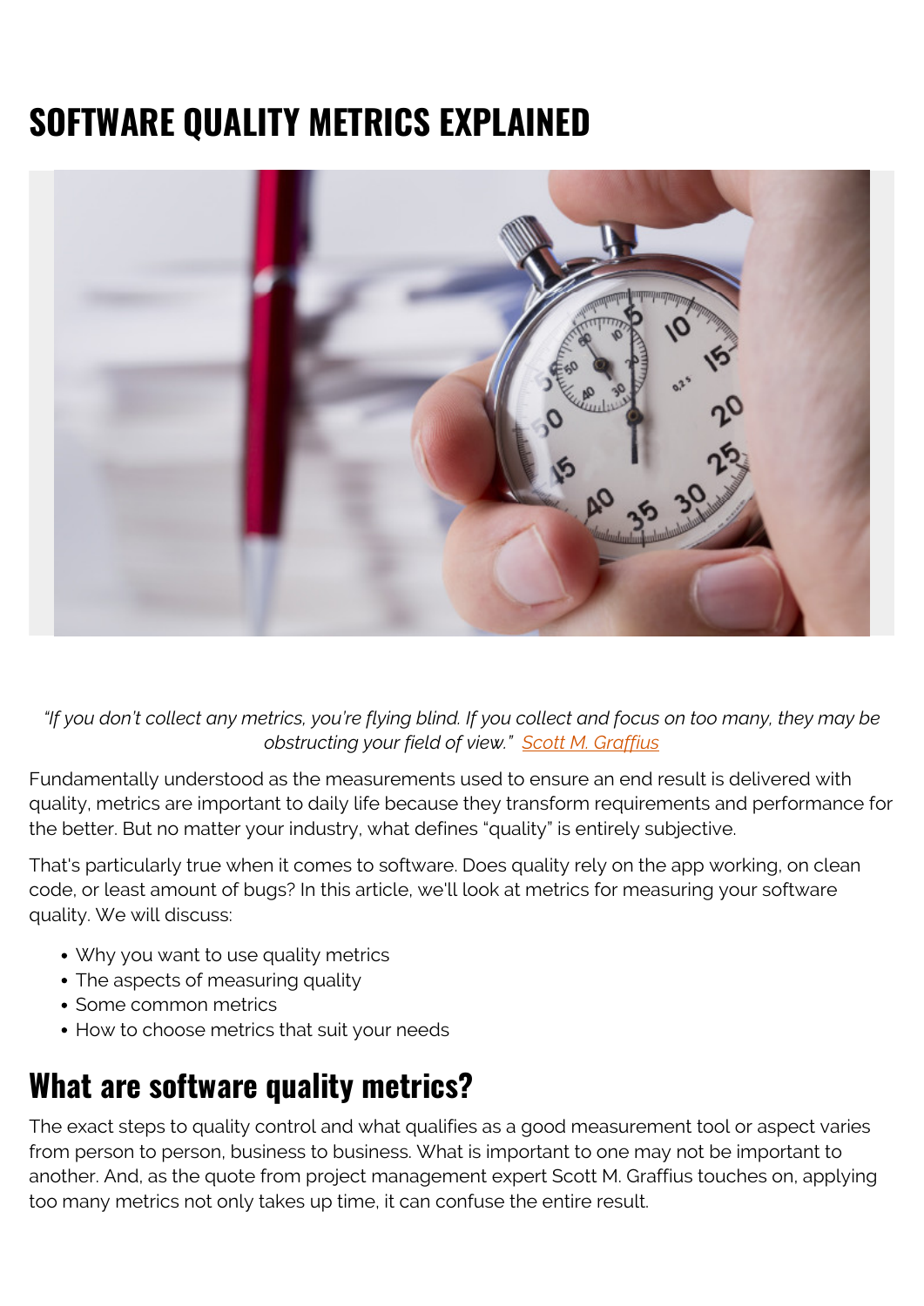# SOFTWARE QUALITY METRICS EXPLAINED

*"If you don't collect any metrics, you're flying blind. If you collect and focus on too many, they may be obstructing your field of view."* [Scott M. Graffius]

Fundamentally understood as the measurements used to ensure an end result is delivered with quality, metrics are important to daily life because they transform requirements and performance for the better. But no matter your industry, what defines "quality" is entirely subjective.

That's particularly true when it comes to software. Does quality rely on the app working, on clean code, or least amount of bugs? In this article, we'll look at metrics for measuring your software quality. We will discuss:

- Why you want to use quality metrics
- The aspects of measuring quality
- Some common metrics
- How to choose metrics that suit your needs

## What are software quality metrics?

The exact steps to quality control and what qualifies as a good measurement tool or aspect varies from person to person, business to business. What is important to one may not be important to another. And, as the quote from project management expert Scott M. Graffius touches on, applying too many metrics not only takes up time, it can confuse the entire result.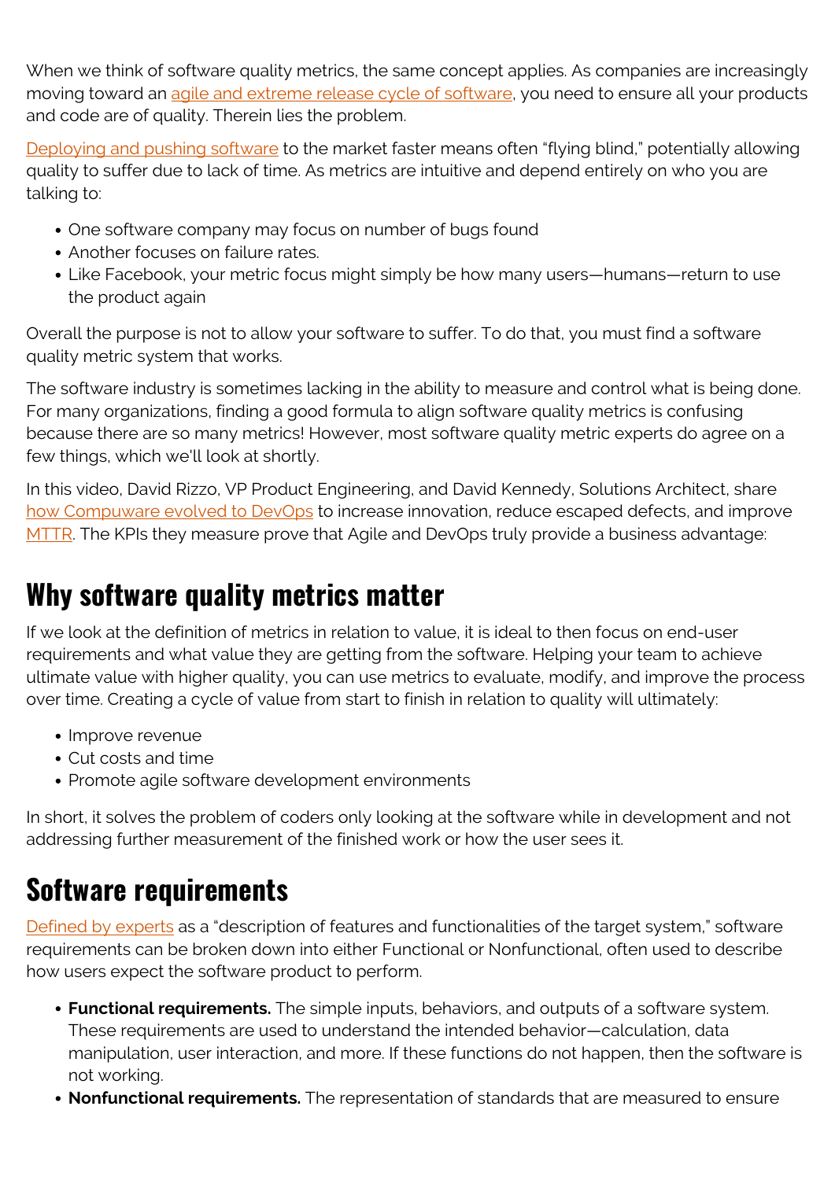When we think of software quality metrics, the same concept applies. As companies are increasingly moving toward an [agile and extreme release cycle of software](), you need to ensure all your products and code are of quality. Therein lies the problem.

[Deploying and pushing software]() to the market faster means often "flying blind," potentially allowing quality to suffer due to lack of time. As metrics are intuitive and depend entirely on who you are talking to:

- One software company may focus on number of bugs found
- Another focuses on failure rates.
- Like Facebook, your metric focus might simply be how many users—humans—return to use the product again

Overall the purpose is not to allow your software to suffer. To do that, you must find a software quality metric system that works.

The software industry is sometimes lacking in the ability to measure and control what is being done. For many organizations, finding a good formula to align software quality metrics is confusing because there are so many metrics! However, most software quality metric experts do agree on a few things, which we'll look at shortly.

In this video, David Rizzo, VP Product Engineering, and David Kennedy, Solutions Architect, share [how Compuware evolved to DevOps]() to increase innovation, reduce escaped defects, and improve [MTTR](). The KPIs they measure prove that Agile and DevOps truly provide a business advantage:

## Why software quality metrics matter

If we look at the definition of metrics in relation to value, it is ideal to then focus on end-user requirements and what value they are getting from the software. Helping your team to achieve ultimate value with higher quality, you can use metrics to evaluate, modify, and improve the process over time. Creating a cycle of value from start to finish in relation to quality will ultimately:

- Improve revenue
- Cut costs and time
- Promote agile software development environments

In short, it solves the problem of coders only looking at the software while in development and not addressing further measurement of the finished work or how the user sees it.

## Software requirements

[Defined by experts]() as a "description of features and functionalities of the target system," software requirements can be broken down into either Functional or Nonfunctional, often used to describe how users expect the software product to perform.

- **Functional requirements.** The simple inputs, behaviors, and outputs of a software system. These requirements are used to understand the intended behavior—calculation, data manipulation, user interaction, and more. If these functions do not happen, then the software is not working.
- **Nonfunctional requirements.** The representation of standards that are measured to ensure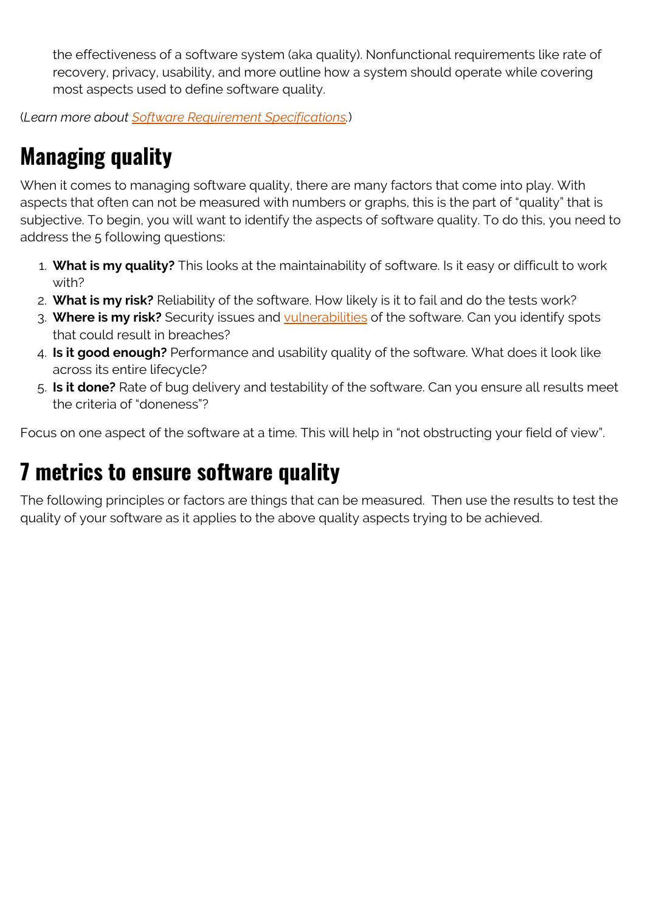the effectiveness of a software system (aka quality). Nonfunctional requirements like rate of recovery, privacy, usability, and more outline how a system should operate while covering most aspects used to define software quality.

(*Learn more about Software Requirement Specifications.*)

## Managing quality

When it comes to managing software quality, there are many factors that come into play. With aspects that often can not be measured with numbers or graphs, this is the part of "quality" that is subjective. To begin, you will want to identify the aspects of software quality. To do this, you need to address the 5 following questions:

1. **What is my quality?** This looks at the maintainability of software. Is it easy or difficult to work with?
2. **What is my risk?** Reliability of the software. How likely is it to fail and do the tests work?
3. **Where is my risk?** Security issues and vulnerabilities of the software. Can you identify spots that could result in breaches?
4. **Is it good enough?** Performance and usability quality of the software. What does it look like across its entire lifecycle?
5. **Is it done?** Rate of bug delivery and testability of the software. Can you ensure all results meet the criteria of "doneness"?

Focus on one aspect of the software at a time. This will help in "not obstructing your field of view".

## 7 metrics to ensure software quality

The following principles or factors are things that can be measured. Then use the results to test the quality of your software as it applies to the above quality aspects trying to be achieved.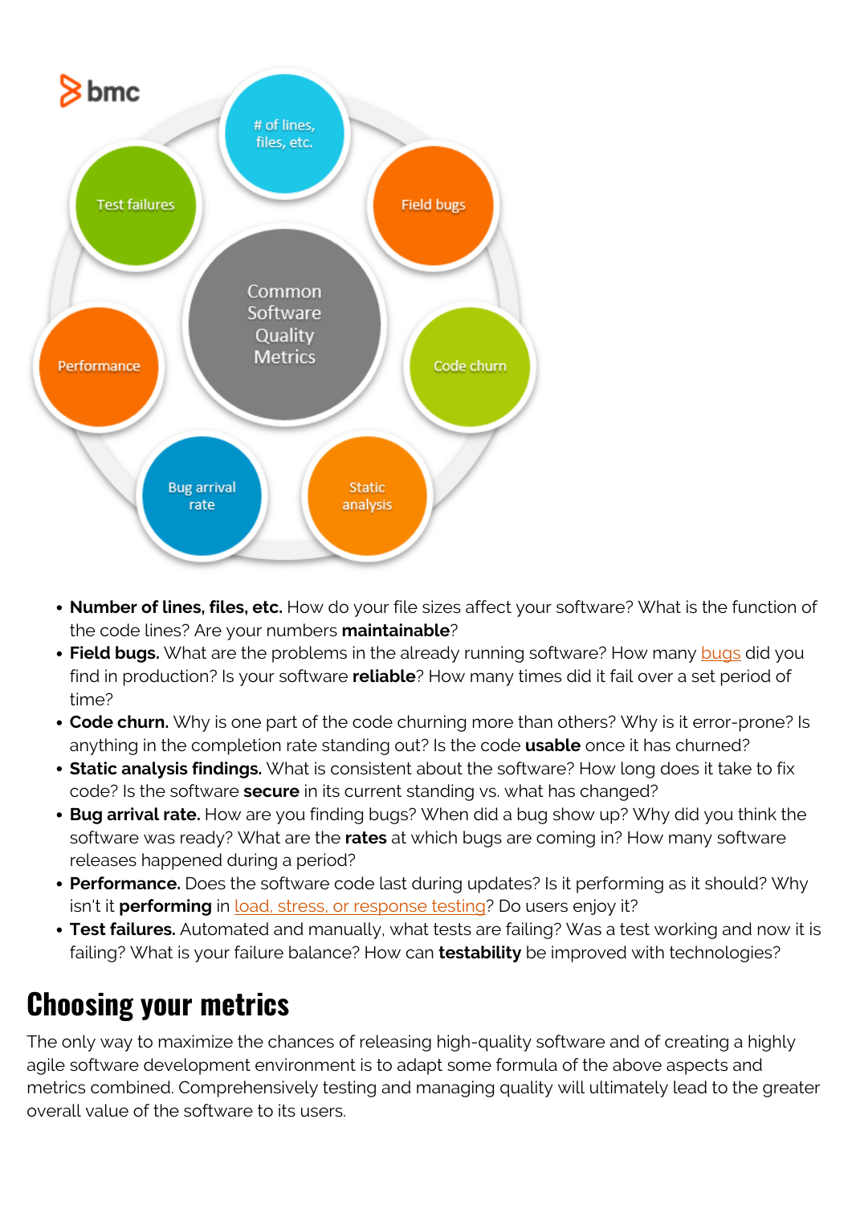- **Number of lines, files, etc.** How do your file sizes affect your software? What is the function of the code lines? Are your numbers **maintainable**?
- **Field bugs.** What are the problems in the already running software? How many bugs did you find in production? Is your software **reliable**? How many times did it fail over a set period of time?
- **Code churn.** Why is one part of the code churning more than others? Why is it error-prone? Is anything in the completion rate standing out? Is the code **usable** once it has churned?
- **Static analysis findings.** What is consistent about the software? How long does it take to fix code? Is the software **secure** in its current standing vs. what has changed?
- **Bug arrival rate.** How are you finding bugs? When did a bug show up? Why did you think the software was ready? What are the **rates** at which bugs are coming in? How many software releases happened during a period?
- **Performance.** Does the software code last during updates? Is it performing as it should? Why isn't it **performing** in load, stress, or response testing? Do users enjoy it?
- **Test failures.** Automated and manually, what tests are failing? Was a test working and now it is failing? What is your failure balance? How can **testability** be improved with technologies?

## Choosing your metrics

The only way to maximize the chances of releasing high-quality software and of creating a highly agile software development environment is to adapt some formula of the above aspects and metrics combined. Comprehensively testing and managing quality will ultimately lead to the greater overall value of the software to its users.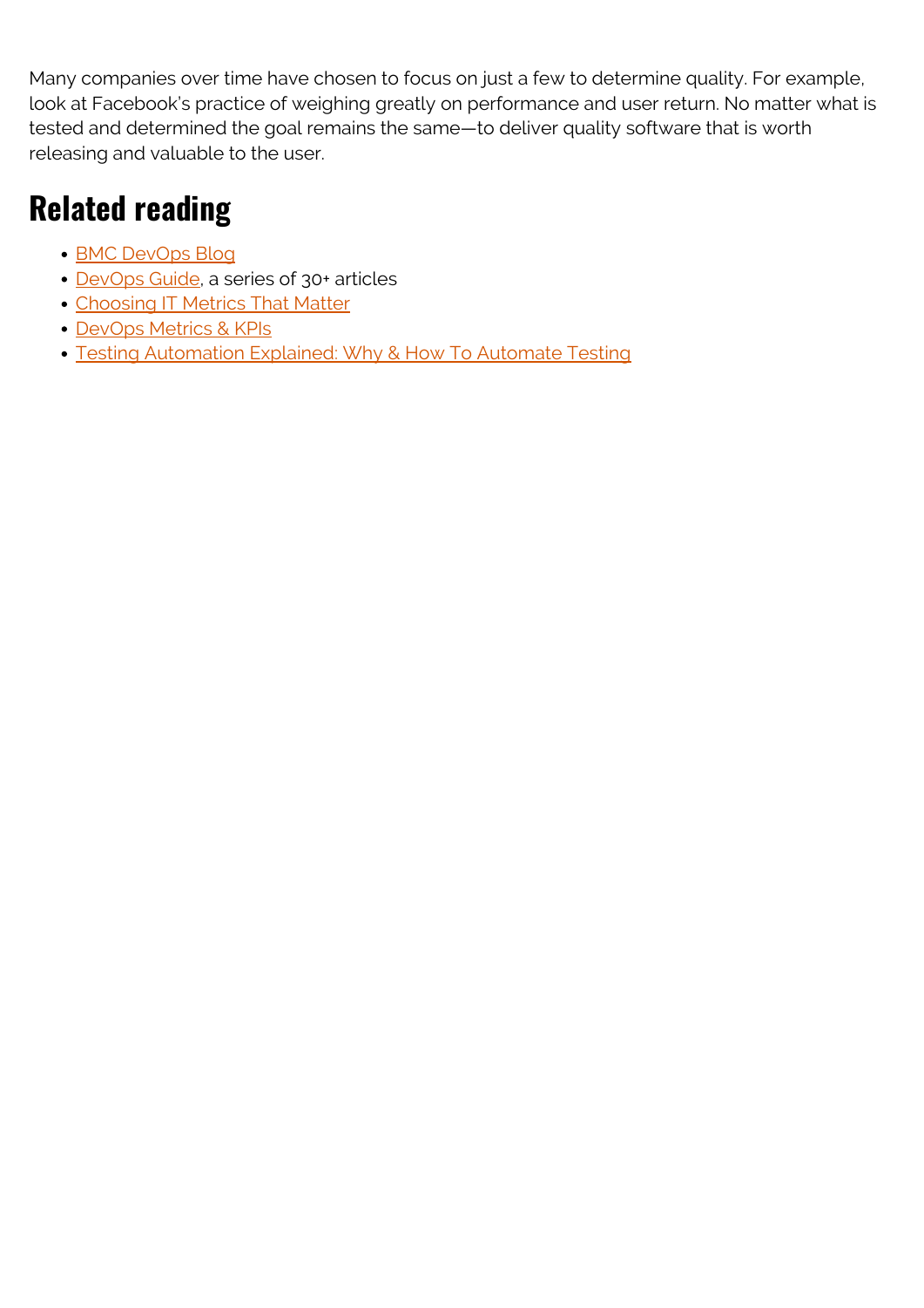Many companies over time have chosen to focus on just a few to determine quality. For example, look at Facebook's practice of weighing greatly on performance and user return. No matter what is tested and determined the goal remains the same—to deliver quality software that is worth releasing and valuable to the user.

## Related reading

- BMC DevOps Blog
- DevOps Guide, a series of 30+ articles
- Choosing IT Metrics That Matter
- DevOps Metrics & KPIs
- Testing Automation Explained: Why & How To Automate Testing